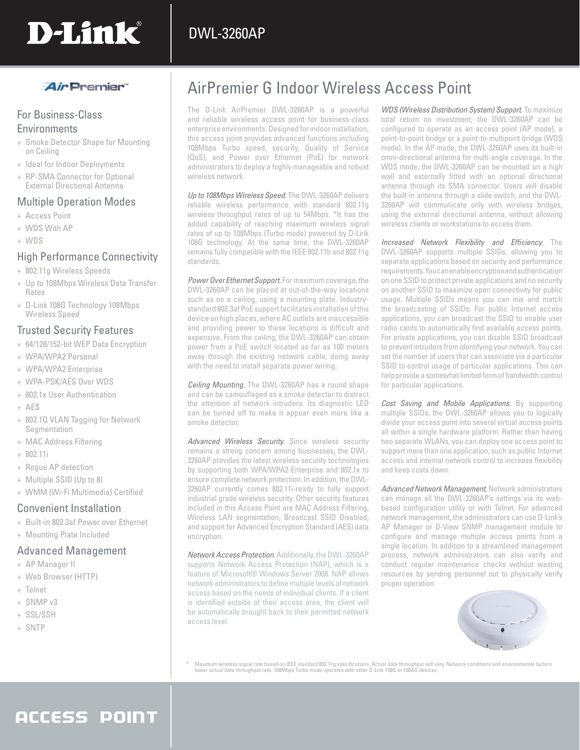# D-Link DWL-3260AP

AirPremier™

## For Business-Class Environments

+ Smoke Detector Shape for Mounting on Ceiling
+ Ideal for Indoor Deployments
+ RP-SMA Connector for Optional External Directional Antenna

## Multiple Operation Modes

+ Access Point
+ WDS With AP
+ WDS

## High Performance Connectivity

+ 802.11g Wireless Speeds
+ Up to 108Mbps Wireless Data Transfer Rates
+ D-Link 108G Technology 108Mbps Wireless Speed

## Trusted Security Features

+ 64/128/152-bit WEP Data Encryption
+ WPA/WPA2 Personal
+ WPA/WPA2 Enterprise
+ WPA-PSK/AES Over WDS
+ 802.1x User Authentication
+ AES
+ 802.1Q VLAN Tagging for Network Segmentation
+ MAC Address Filtering
+ 802.11i
+ Rogue AP detection
+ Multiple SSID (Up to 8)
+ WMM (Wi-Fi Multimedia) Certified

## Convenient Installation

+ Built-in 802.3af Power over Ethernet
+ Mounting Plate Included

## Advanced Management

+ AP Manager II
+ Web Browser (HTTP)
+ Telnet
+ SNMP v3
+ SSL/SSH
+ SNTP

# AirPremier G Indoor Wireless Access Point

The D-Link AirPremier DWL-3260AP is a powerful and reliable wireless access point for business-class enterprise environments. Designed for indoor installation, this access point provides advanced functions including 108Mbps Turbo speed, security, Quality of Service (QoS), and Power over Ethernet (PoE) for network administrators to deploy a highly manageable and robust wireless network.

*Up to 108Mbps Wireless Speed.* The DWL-3260AP delivers reliable wireless performance with standard 802.11g wireless throughput rates of up to 54Mbps. *It has the added capability of reaching maximum wireless signal rates of up to 108Mbps (Turbo mode) powered by D-Link 108G technology. At the same time, the DWL-3260AP remains fully compatible with the IEEE 802.11b and 802.11g standards.

*Power Over Ethernet Support.* For maximum coverage, the DWL-3260AP can be placed at out-of-the-way locations such as on a ceiling, using a mounting plate. Industry-standard 802.3af PoE support facilitates installation of this device on high places, where AC outlets are inaccessible and providing power to these locations is difficult and expensive. From the ceiling, the DWL-3260AP can obtain power from a PoE switch located as far as 100 meters away through the existing network cable, doing away with the need to install separate power wiring.

*Ceiling Mounting.* The DWL-3260AP has a round shape and can be camouflaged as a smoke detector to distract the attention of network intruders. Its diagnostic LED can be turned off to make it appear even more like a smoke detector.

*Advanced Wireless Security.* Since wireless security remains a strong concern among businesses, the DWL-3260AP provides the latest wireless security technologies by supporting both WPA/WPA2-Enterprise and 802.1x to ensure complete network protection. In addition, the DWL-3260AP currently comes 802.11i-ready to fully support industrial grade wireless security. Other security features included in this Access Point are MAC Address Filtering, Wireless LAN segmentation, Broadcast SSID Disabled, and support for Advanced Encryption Standard (AES) data encryption.

*Network Access Protection.* Additionally, the DWL-3260AP supports Network Access Protection (NAP), which is a feature of Microsoft® Windows Server 2008. NAP allows network administrators to define multiple levels of network access based on the needs of individual clients. If a client is identified outside of their access area, the client will be automatically brought back to their permitted network access level.

*WDS (Wireless Distribution System) Support.* To maximize total return on investment, the DWL-3260AP can be configured to operate as an access point (AP mode), a point-to-point bridge or a point-to-multipoint bridge (WDS mode). In the AP mode, the DWL-3260AP uses its built-in omni-directional antenna for multi-angle coverage. In the WDS mode, the DWL-3260AP can be mounted on a high wall and externally fitted with an optional directional antenna through its SMA connector. Users will disable the built-in antenna through a slide switch, and the DWL-3260AP will communicate only with wireless bridges, using the external directional antenna, without allowing wireless clients or workstations to access them.

*Increased Network Flexibility and Efficiency.* The DWL-3260AP supports multiple SSIDs, allowing you to separate applications based on security and performance requirements. You can enable encryption and authentication on one SSID to protect private applications and no security on another SSID to maximize open connectivity for public usage. Multiple SSIDs means you can mix and match the broadcasting of SSIDs. For public Internet access applications, you can broadcast the SSID to enable user radio cards to automatically find available access points. For private applications, you can disable SSID broadcast to prevent intruders from identifying your network. You can set the number of users that can associate via a particular SSID to control usage of particular applications. This can help provide a somewhat limited form of bandwidth control for particular applications.

*Cost Saving and Mobile Applications.* By supporting multiple SSIDs, the DWL-3260AP allows you to logically divide your access point into several virtual access points all within a single hardware platform. Rather than having two separate WLANs, you can deploy one access point to support more than one application, such as public Internet access and internal network control to increase flexibility and keep costs down.

*Advanced Network Management.* Network administrators can manage all the DWL-3260AP's settings via its web-based configuration utility or with Telnet. For advanced network management, the administrators can use D-Link's AP Manager or D-View SNMP management module to configure and manage multiple access points from a single location. In addition to a streamlined management process, network administrators can also verify and conduct regular maintenance checks without wasting resources by sending personnel out to physically verify proper operation.

\* Maximum wireless signal rate based on IEEE standard 802.11g specifications. Actual data throughput will vary. Network conditions and environmental factors lower actual data throughput rate. 108Mbps Turbo mode operates with other D-Link 108G or 108AG devices.

ACCESS POINT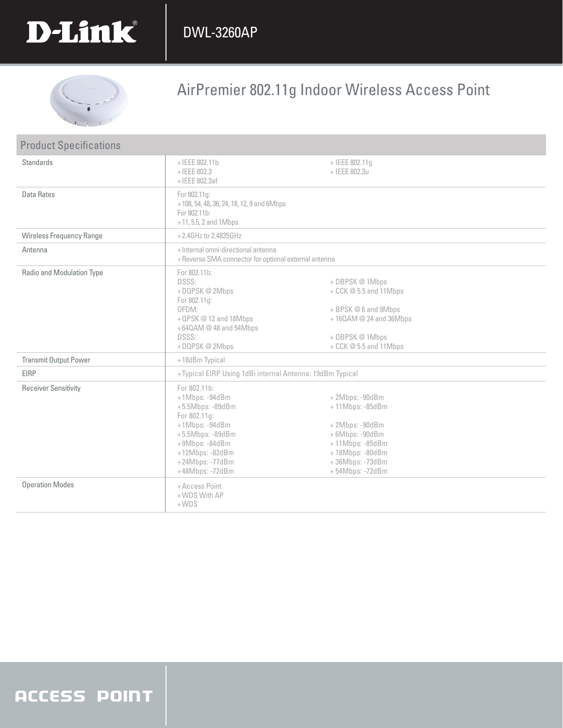# AirPremier 802.11g Indoor Wireless Access Point

## Product Specifications

| | | |
|---|---|---|
| Standards | + IEEE 802.11b<br>+ IEEE 802.3<br>+ IEEE 802.3af | + IEEE 802.11g<br>+ IEEE 802.3u |
| Data Rates | For 802.11g:<br>+ 108, 54, 48, 36, 24, 18, 12, 9 and 6Mbps<br>For 802.11b:<br>+ 11, 5.5, 2 and 1Mbps | |
| Wireless Frequency Range | + 2.4GHz to 2.4835GHz | |
| Antenna | + Internal omni-directional antenna<br>+ Reverse SMA connector for optional external antenna | |
| Radio and Modulation Type | For 802.11b:<br>DSSS:<br>+ DQPSK @ 2Mbps<br>For 802.11g:<br>OFDM:<br>+ QPSK @ 12 and 18Mbps<br>+ 64QAM @ 48 and 54Mbps<br>DSSS:<br>+ DQPSK @ 2Mbps | <br>+ DBPSK @ 1Mbps<br>+ CCK @ 5.5 and 11Mbps<br><br>+ BPSK @ 6 and 9Mbps<br>+ 16QAM @ 24 and 36Mbps<br><br>+ DBPSK @ 1Mbps<br>+ CCK @ 5.5 and 11Mbps |
| Transmit Output Power | + 18dBm Typical | |
| EIRP | + Typical EIRP Using 1dBi internal Antenna: 19dBm Typical | |
| Receiver Sensitivity | For 802.11b:<br>+ 1Mbps: -94dBm<br>+ 5.5Mbps: -89dBm<br>For 802.11g:<br>+ 1Mbps: -94dBm<br>+ 5.5Mbps: -89dBm<br>+ 9Mbps: -84dBm<br>+ 12Mbps: -82dBm<br>+ 24Mbps: -77dBm<br>+ 48Mbps: -72dBm | <br>+ 2Mbps: -90dBm<br>+ 11Mbps: -85dBm<br><br>+ 2Mbps: -90dBm<br>+ 6Mbps: -90dBm<br>+ 11Mbps: -85dBm<br>+ 18Mbps: -80dBm<br>+ 36Mbps: -73dBm<br>+ 54Mbps: -72dBm |
| Operation Modes | + Access Point<br>+ WDS With AP<br>+ WDS | |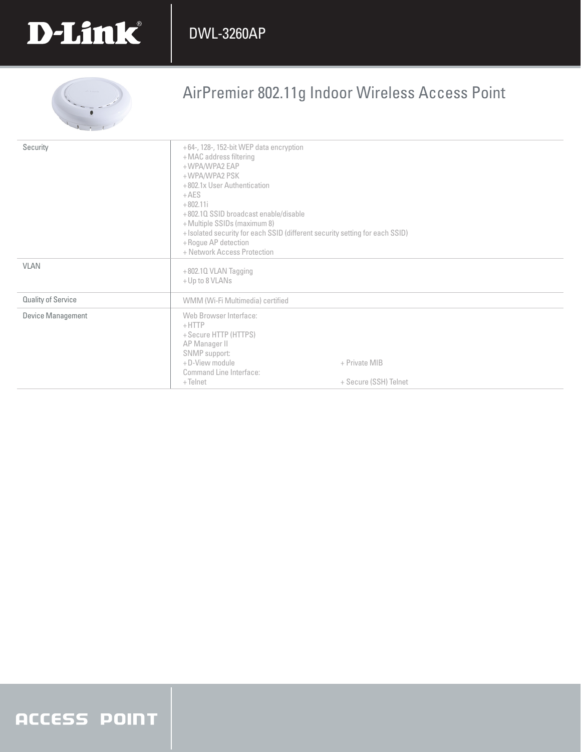# AirPremier 802.11g Indoor Wireless Access Point

| | |
|---|---|
| Security | + 64-, 128-, 152-bit WEP data encryption<br>+ MAC address filtering<br>+ WPA/WPA2 EAP<br>+ WPA/WPA2 PSK<br>+ 802.1x User Authentication<br>+ AES<br>+ 802.11i<br>+ 802.1Q SSID broadcast enable/disable<br>+ Multiple SSIDs (maximum 8)<br>+ Isolated security for each SSID (different security setting for each SSID)<br>+ Rogue AP detection<br>+ Network Access Protection |
| VLAN | + 802.1Q VLAN Tagging<br>+ Up to 8 VLANs |
| Quality of Service | WMM (Wi-Fi Multimedia) certified |
| Device Management | Web Browser Interface:<br>+ HTTP<br>+ Secure HTTP (HTTPS)<br>AP Manager II<br>SNMP support:<br>+ D-View module + Private MIB<br>Command Line Interface:<br>+ Telnet + Secure (SSH) Telnet |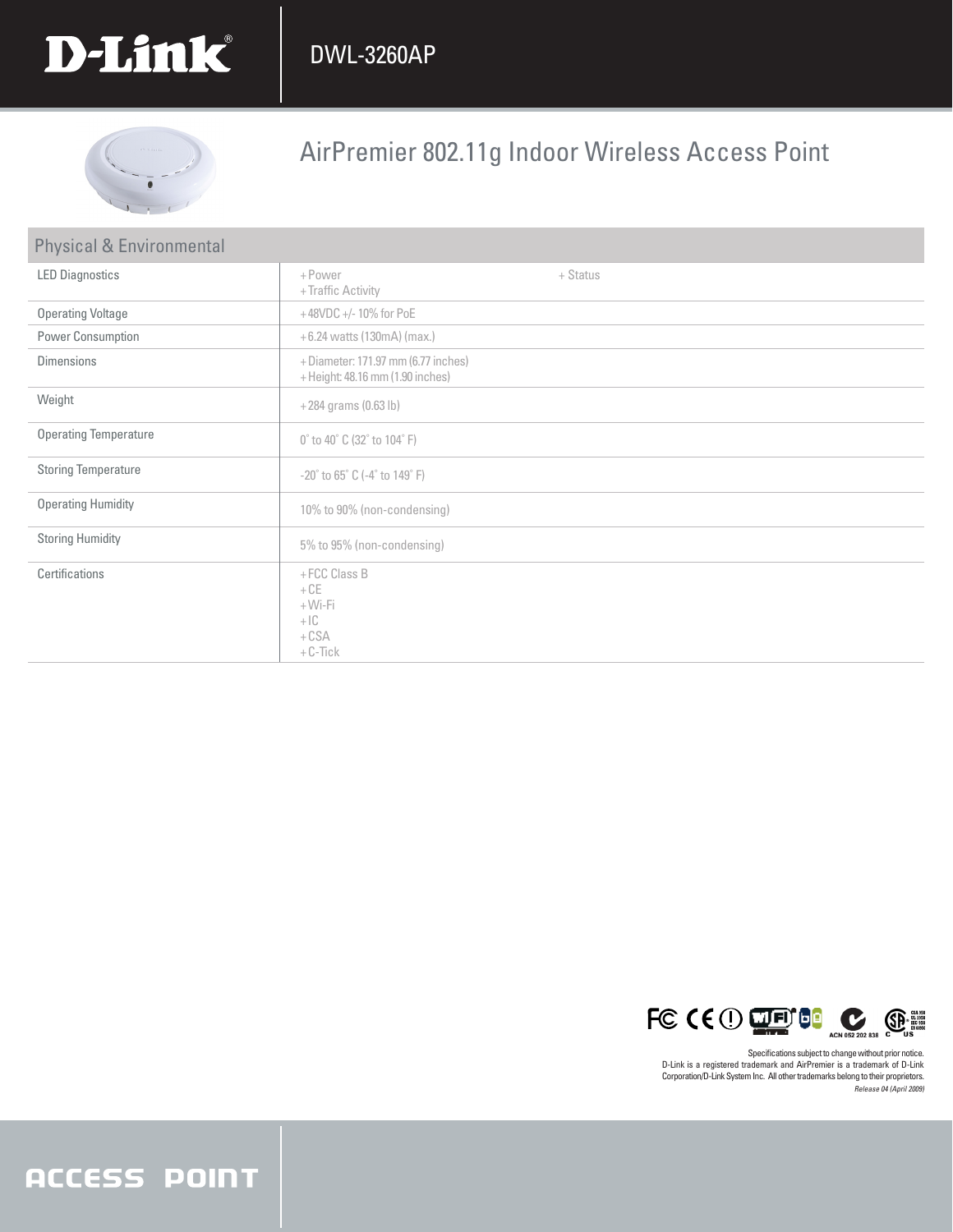# DWL-3260AP

## AirPremier 802.11g Indoor Wireless Access Point

### Physical & Environmental

| | |
|---|---|
| LED Diagnostics | + Power<br>+ Traffic Activity<br>+ Status |
| Operating Voltage | + 48VDC +/- 10% for PoE |
| Power Consumption | + 6.24 watts (130mA) (max.) |
| Dimensions | + Diameter: 171.97 mm (6.77 inches)<br>+ Height: 48.16 mm (1.90 inches) |
| Weight | + 284 grams (0.63 lb) |
| Operating Temperature | 0° to 40° C (32° to 104° F) |
| Storing Temperature | -20° to 65° C (-4° to 149° F) |
| Operating Humidity | 10% to 90% (non-condensing) |
| Storing Humidity | 5% to 95% (non-condensing) |
| Certifications | + FCC Class B<br>+ CE<br>+ Wi-Fi<br>+ IC<br>+ CSA<br>+ C-Tick |

ACN 052 202 838

Specifications subject to change without prior notice.
D-Link is a registered trademark and AirPremier is a trademark of D-Link Corporation/D-Link System Inc. All other trademarks belong to their proprietors.
*Release 04 (April 2009)*

ACCESS POINT